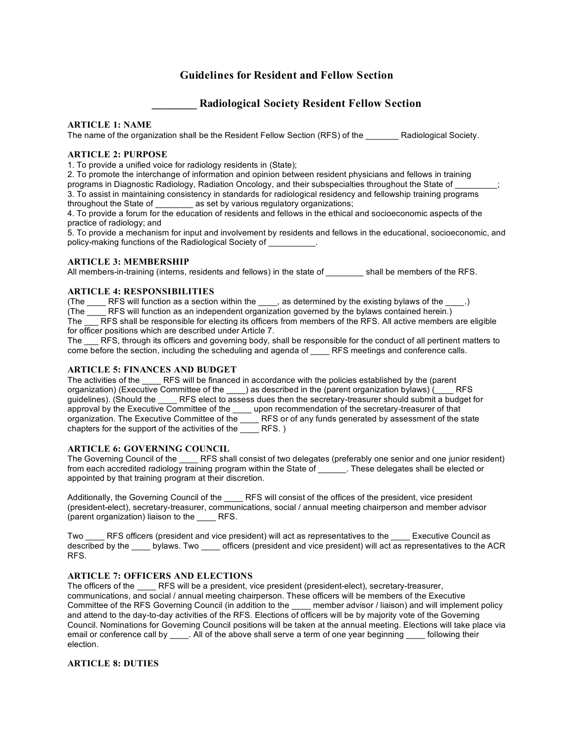# Guidelines for Resident and Fellow Section

## ________ Radiological Society Resident Fellow Section

### ARTICLE 1: NAME

The name of the organization shall be the Resident Fellow Section (RFS) of the _______ Radiological Society.

### ARTICLE 2: PURPOSE

1. To provide a unified voice for radiology residents in (State);
2. To promote the interchange of information and opinion between resident physicians and fellows in training programs in Diagnostic Radiology, Radiation Oncology, and their subspecialties throughout the State of _________;
3. To assist in maintaining consistency in standards for radiological residency and fellowship training programs throughout the State of ________ as set by various regulatory organizations;
4. To provide a forum for the education of residents and fellows in the ethical and socioeconomic aspects of the practice of radiology; and
5. To provide a mechanism for input and involvement by residents and fellows in the educational, socioeconomic, and policy-making functions of the Radiological Society of __________.

### ARTICLE 3: MEMBERSHIP

All members-in-training (interns, residents and fellows) in the state of ________ shall be members of the RFS.

### ARTICLE 4: RESPONSIBILITIES

(The ____ RFS will function as a section within the ____, as determined by the existing bylaws of the ____.)
(The ____ RFS will function as an independent organization governed by the bylaws contained herein.)
The ___ RFS shall be responsible for electing its officers from members of the RFS. All active members are eligible for officer positions which are described under Article 7.
The ___ RFS, through its officers and governing body, shall be responsible for the conduct of all pertinent matters to come before the section, including the scheduling and agenda of ____ RFS meetings and conference calls.

### ARTICLE 5: FINANCES AND BUDGET

The activities of the ____ RFS will be financed in accordance with the policies established by the (parent organization) (Executive Committee of the ____) as described in the (parent organization bylaws) (____ RFS guidelines). (Should the ____ RFS elect to assess dues then the secretary-treasurer should submit a budget for approval by the Executive Committee of the ____ upon recommendation of the secretary-treasurer of that organization. The Executive Committee of the ____ RFS or of any funds generated by assessment of the state chapters for the support of the activities of the ____ RFS. )

### ARTICLE 6: GOVERNING COUNCIL

The Governing Council of the ____ RFS shall consist of two delegates (preferably one senior and one junior resident) from each accredited radiology training program within the State of ______. These delegates shall be elected or appointed by that training program at their discretion.

Additionally, the Governing Council of the ____ RFS will consist of the offices of the president, vice president (president-elect), secretary-treasurer, communications, social / annual meeting chairperson and member advisor (parent organization) liaison to the ____ RFS.

Two ____ RFS officers (president and vice president) will act as representatives to the ____ Executive Council as described by the ____ bylaws. Two ____ officers (president and vice president) will act as representatives to the ACR RFS.

### ARTICLE 7: OFFICERS AND ELECTIONS

The officers of the ____ RFS will be a president, vice president (president-elect), secretary-treasurer, communications, and social / annual meeting chairperson. These officers will be members of the Executive Committee of the RFS Governing Council (in addition to the ____ member advisor / liaison) and will implement policy and attend to the day-to-day activities of the RFS. Elections of officers will be by majority vote of the Governing Council. Nominations for Governing Council positions will be taken at the annual meeting. Elections will take place via email or conference call by ____. All of the above shall serve a term of one year beginning ____ following their election.

### ARTICLE 8: DUTIES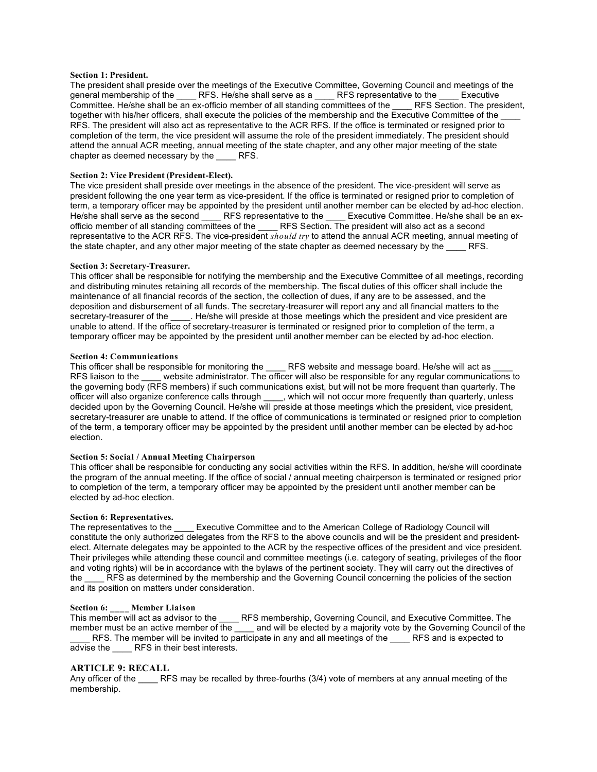**Section 1: President.**
The president shall preside over the meetings of the Executive Committee, Governing Council and meetings of the general membership of the ____ RFS. He/she shall serve as a ____ RFS representative to the ____ Executive Committee. He/she shall be an ex-officio member of all standing committees of the ____ RFS Section. The president, together with his/her officers, shall execute the policies of the membership and the Executive Committee of the ____ RFS. The president will also act as representative to the ACR RFS. If the office is terminated or resigned prior to completion of the term, the vice president will assume the role of the president immediately. The president should attend the annual ACR meeting, annual meeting of the state chapter, and any other major meeting of the state chapter as deemed necessary by the ____ RFS.

**Section 2: Vice President (President-Elect).**
The vice president shall preside over meetings in the absence of the president. The vice-president will serve as president following the one year term as vice-president. If the office is terminated or resigned prior to completion of term, a temporary officer may be appointed by the president until another member can be elected by ad-hoc election. He/she shall serve as the second ____ RFS representative to the ____ Executive Committee. He/she shall be an ex-officio member of all standing committees of the ____ RFS Section. The president will also act as a second representative to the ACR RFS. The vice-president *should try* to attend the annual ACR meeting, annual meeting of the state chapter, and any other major meeting of the state chapter as deemed necessary by the ____ RFS.

**Section 3: Secretary-Treasurer.**
This officer shall be responsible for notifying the membership and the Executive Committee of all meetings, recording and distributing minutes retaining all records of the membership. The fiscal duties of this officer shall include the maintenance of all financial records of the section, the collection of dues, if any are to be assessed, and the deposition and disbursement of all funds. The secretary-treasurer will report any and all financial matters to the secretary-treasurer of the ____. He/she will preside at those meetings which the president and vice president are unable to attend. If the office of secretary-treasurer is terminated or resigned prior to completion of the term, a temporary officer may be appointed by the president until another member can be elected by ad-hoc election.

**Section 4: Communications**
This officer shall be responsible for monitoring the ____ RFS website and message board. He/she will act as ____ RFS liaison to the ____ website administrator. The officer will also be responsible for any regular communications to the governing body (RFS members) if such communications exist, but will not be more frequent than quarterly. The officer will also organize conference calls through ____, which will not occur more frequently than quarterly, unless decided upon by the Governing Council. He/she will preside at those meetings which the president, vice president, secretary-treasurer are unable to attend. If the office of communications is terminated or resigned prior to completion of the term, a temporary officer may be appointed by the president until another member can be elected by ad-hoc election.

**Section 5: Social / Annual Meeting Chairperson**
This officer shall be responsible for conducting any social activities within the RFS. In addition, he/she will coordinate the program of the annual meeting. If the office of social / annual meeting chairperson is terminated or resigned prior to completion of the term, a temporary officer may be appointed by the president until another member can be elected by ad-hoc election.

**Section 6: Representatives.**
The representatives to the ____ Executive Committee and to the American College of Radiology Council will constitute the only authorized delegates from the RFS to the above councils and will be the president and president-elect. Alternate delegates may be appointed to the ACR by the respective offices of the president and vice president. Their privileges while attending these council and committee meetings (i.e. category of seating, privileges of the floor and voting rights) will be in accordance with the bylaws of the pertinent society. They will carry out the directives of the ____ RFS as determined by the membership and the Governing Council concerning the policies of the section and its position on matters under consideration.

**Section 6: ____ Member Liaison**
This member will act as advisor to the ____ RFS membership, Governing Council, and Executive Committee. The member must be an active member of the ____ and will be elected by a majority vote by the Governing Council of the ____ RFS. The member will be invited to participate in any and all meetings of the ____ RFS and is expected to advise the ____ RFS in their best interests.

## ARTICLE 9: RECALL

Any officer of the ____ RFS may be recalled by three-fourths (3/4) vote of members at any annual meeting of the membership.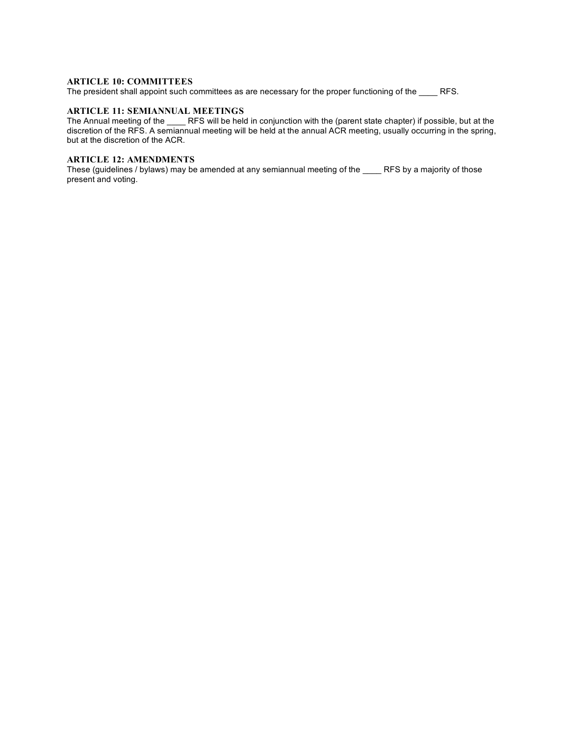## ARTICLE 10: COMMITTEES

The president shall appoint such committees as are necessary for the proper functioning of the ____ RFS.

## ARTICLE 11: SEMIANNUAL MEETINGS

The Annual meeting of the ____ RFS will be held in conjunction with the (parent state chapter) if possible, but at the discretion of the RFS. A semiannual meeting will be held at the annual ACR meeting, usually occurring in the spring, but at the discretion of the ACR.

## ARTICLE 12: AMENDMENTS

These (guidelines / bylaws) may be amended at any semiannual meeting of the ____ RFS by a majority of those present and voting.